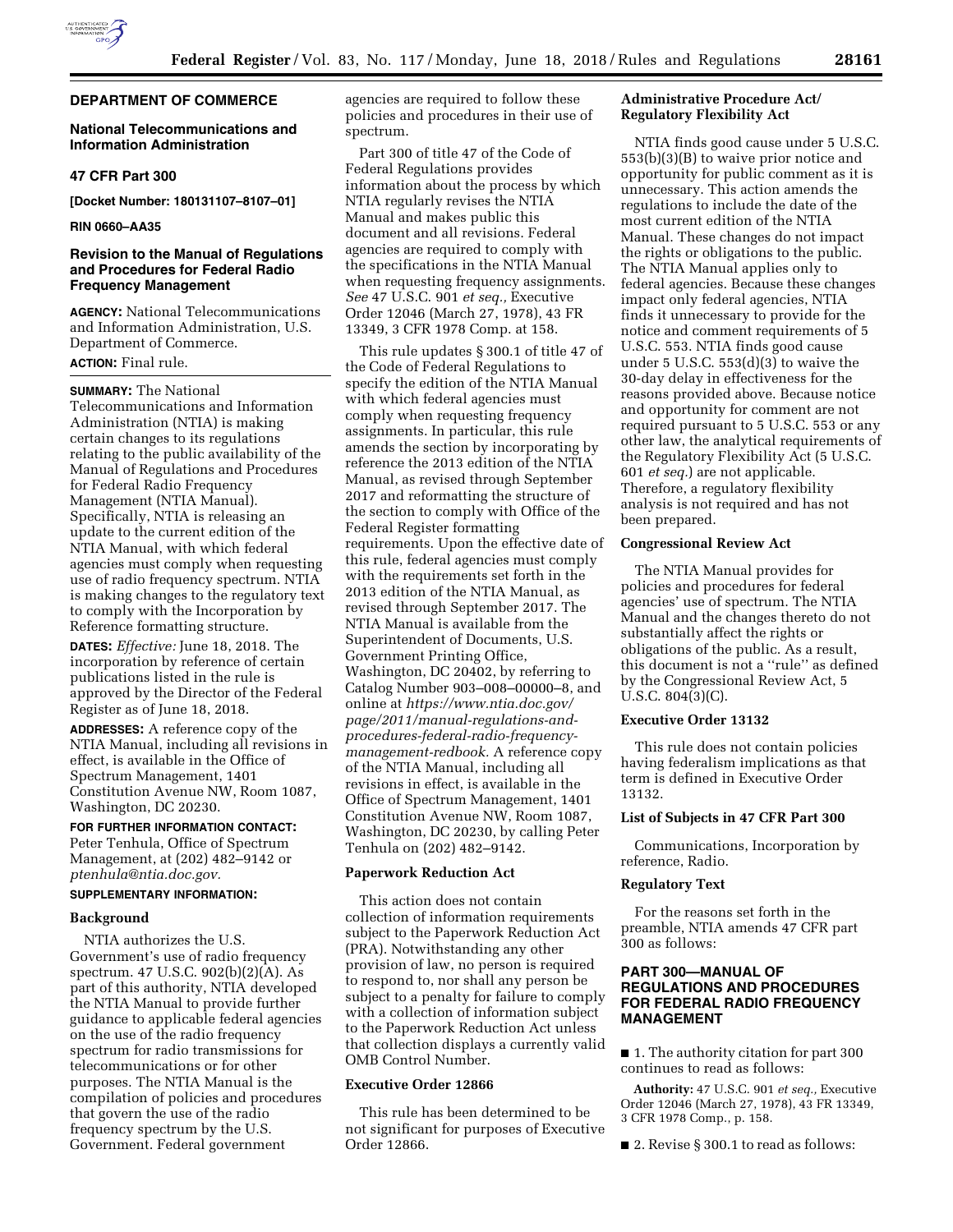## DEPARTMENT OF COMMERCE

### National Telecommunications and Information Administration

### 47 CFR Part 300

**[Docket Number: 180131107–8107–01]**

**RIN 0660–AA35**

## Revision to the Manual of Regulations and Procedures for Federal Radio Frequency Management

**AGENCY:** National Telecommunications and Information Administration, U.S. Department of Commerce.

**ACTION:** Final rule.

**SUMMARY:** The National Telecommunications and Information Administration (NTIA) is making certain changes to its regulations relating to the public availability of the Manual of Regulations and Procedures for Federal Radio Frequency Management (NTIA Manual). Specifically, NTIA is releasing an update to the current edition of the NTIA Manual, with which federal agencies must comply when requesting use of radio frequency spectrum. NTIA is making changes to the regulatory text to comply with the Incorporation by Reference formatting structure.

**DATES:** *Effective:* June 18, 2018. The incorporation by reference of certain publications listed in the rule is approved by the Director of the Federal Register as of June 18, 2018.

**ADDRESSES:** A reference copy of the NTIA Manual, including all revisions in effect, is available in the Office of Spectrum Management, 1401 Constitution Avenue NW, Room 1087, Washington, DC 20230.

**FOR FURTHER INFORMATION CONTACT:** Peter Tenhula, Office of Spectrum Management, at (202) 482–9142 or *ptenhula@ntia.doc.gov.*

**SUPPLEMENTARY INFORMATION:**

### Background

NTIA authorizes the U.S. Government's use of radio frequency spectrum. 47 U.S.C. 902(b)(2)(A). As part of this authority, NTIA developed the NTIA Manual to provide further guidance to applicable federal agencies on the use of the radio frequency spectrum for radio transmissions for telecommunications or for other purposes. The NTIA Manual is the compilation of policies and procedures that govern the use of the radio frequency spectrum by the U.S. Government. Federal government agencies are required to follow these policies and procedures in their use of spectrum.

Part 300 of title 47 of the Code of Federal Regulations provides information about the process by which NTIA regularly revises the NTIA Manual and makes public this document and all revisions. Federal agencies are required to comply with the specifications in the NTIA Manual when requesting frequency assignments. *See* 47 U.S.C. 901 *et seq.,* Executive Order 12046 (March 27, 1978), 43 FR 13349, 3 CFR 1978 Comp. at 158.

This rule updates § 300.1 of title 47 of the Code of Federal Regulations to specify the edition of the NTIA Manual with which federal agencies must comply when requesting frequency assignments. In particular, this rule amends the section by incorporating by reference the 2013 edition of the NTIA Manual, as revised through September 2017 and reformatting the structure of the section to comply with Office of the Federal Register formatting requirements. Upon the effective date of this rule, federal agencies must comply with the requirements set forth in the 2013 edition of the NTIA Manual, as revised through September 2017. The NTIA Manual is available from the Superintendent of Documents, U.S. Government Printing Office, Washington, DC 20402, by referring to Catalog Number 903–008–00000–8, and online at *https://www.ntia.doc.gov/page/2011/manual-regulations-and-procedures-federal-radio-frequency-management-redbook.* A reference copy of the NTIA Manual, including all revisions in effect, is available in the Office of Spectrum Management, 1401 Constitution Avenue NW, Room 1087, Washington, DC 20230, by calling Peter Tenhula on (202) 482–9142.

### Paperwork Reduction Act

This action does not contain collection of information requirements subject to the Paperwork Reduction Act (PRA). Notwithstanding any other provision of law, no person is required to respond to, nor shall any person be subject to a penalty for failure to comply with a collection of information subject to the Paperwork Reduction Act unless that collection displays a currently valid OMB Control Number.

### Executive Order 12866

This rule has been determined to be not significant for purposes of Executive Order 12866.

### Administrative Procedure Act/Regulatory Flexibility Act

NTIA finds good cause under 5 U.S.C. 553(b)(3)(B) to waive prior notice and opportunity for public comment as it is unnecessary. This action amends the regulations to include the date of the most current edition of the NTIA Manual. These changes do not impact the rights or obligations to the public. The NTIA Manual applies only to federal agencies. Because these changes impact only federal agencies, NTIA finds it unnecessary to provide for the notice and comment requirements of 5 U.S.C. 553. NTIA finds good cause under 5 U.S.C. 553(d)(3) to waive the 30-day delay in effectiveness for the reasons provided above. Because notice and opportunity for comment are not required pursuant to 5 U.S.C. 553 or any other law, the analytical requirements of the Regulatory Flexibility Act (5 U.S.C. 601 *et seq.*) are not applicable. Therefore, a regulatory flexibility analysis is not required and has not been prepared.

### Congressional Review Act

The NTIA Manual provides for policies and procedures for federal agencies' use of spectrum. The NTIA Manual and the changes thereto do not substantially affect the rights or obligations of the public. As a result, this document is not a "rule" as defined by the Congressional Review Act, 5 U.S.C. 804(3)(C).

### Executive Order 13132

This rule does not contain policies having federalism implications as that term is defined in Executive Order 13132.

### List of Subjects in 47 CFR Part 300

Communications, Incorporation by reference, Radio.

### Regulatory Text

For the reasons set forth in the preamble, NTIA amends 47 CFR part 300 as follows:

## PART 300—MANUAL OF REGULATIONS AND PROCEDURES FOR FEDERAL RADIO FREQUENCY MANAGEMENT

■ 1. The authority citation for part 300 continues to read as follows:

**Authority:** 47 U.S.C. 901 *et seq.,* Executive Order 12046 (March 27, 1978), 43 FR 13349, 3 CFR 1978 Comp., p. 158.

■ 2. Revise § 300.1 to read as follows: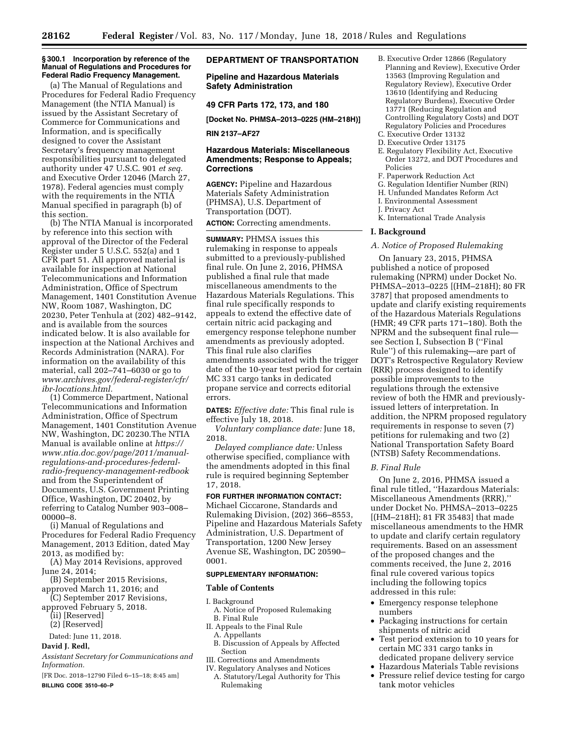**§ 300.1 Incorporation by reference of the Manual of Regulations and Procedures for Federal Radio Frequency Management.**

(a) The Manual of Regulations and Procedures for Federal Radio Frequency Management (the NTIA Manual) is issued by the Assistant Secretary of Commerce for Communications and Information, and is specifically designed to cover the Assistant Secretary's frequency management responsibilities pursuant to delegated authority under 47 U.S.C. 901 *et seq.* and Executive Order 12046 (March 27, 1978). Federal agencies must comply with the requirements in the NTIA Manual specified in paragraph (b) of this section.

(b) The NTIA Manual is incorporated by reference into this section with approval of the Director of the Federal Register under 5 U.S.C. 552(a) and 1 CFR part 51. All approved material is available for inspection at National Telecommunications and Information Administration, Office of Spectrum Management, 1401 Constitution Avenue NW, Room 1087, Washington, DC 20230, Peter Tenhula at (202) 482–9142, and is available from the sources indicated below. It is also available for inspection at the National Archives and Records Administration (NARA). For information on the availability of this material, call 202–741–6030 or go to *www.archives.gov/federal-register/cfr/ibr-locations.html.*

(1) Commerce Department, National Telecommunications and Information Administration, Office of Spectrum Management, 1401 Constitution Avenue NW, Washington, DC 20230.The NTIA Manual is available online at *https://www.ntia.doc.gov/page/2011/manual-regulations-and-procedures-federal-radio-frequency-management-redbook* and from the Superintendent of Documents, U.S. Government Printing Office, Washington, DC 20402, by referring to Catalog Number 903–008–00000–8.

(i) Manual of Regulations and Procedures for Federal Radio Frequency Management, 2013 Edition, dated May 2013, as modified by:

(A) May 2014 Revisions, approved June 24, 2014;

(B) September 2015 Revisions, approved March 11, 2016; and

(C) September 2017 Revisions, approved February 5, 2018.

(ii) [Reserved]

(2) [Reserved]

Dated: June 11, 2018.

**David J. Redl,**

*Assistant Secretary for Communications and Information.*

[FR Doc. 2018–12790 Filed 6–15–18; 8:45 am]

**BILLING CODE 3510–60–P**

## DEPARTMENT OF TRANSPORTATION

### Pipeline and Hazardous Materials Safety Administration

### 49 CFR Parts 172, 173, and 180

**[Docket No. PHMSA–2013–0225 (HM–218H)]**

**RIN 2137–AF27**

### Hazardous Materials: Miscellaneous Amendments; Response to Appeals; Corrections

**AGENCY:** Pipeline and Hazardous Materials Safety Administration (PHMSA), U.S. Department of Transportation (DOT).

**ACTION:** Correcting amendments.

**SUMMARY:** PHMSA issues this rulemaking in response to appeals submitted to a previously-published final rule. On June 2, 2016, PHMSA published a final rule that made miscellaneous amendments to the Hazardous Materials Regulations. This final rule specifically responds to appeals to extend the effective date of certain nitric acid packaging and emergency response telephone number amendments as previously adopted. This final rule also clarifies amendments associated with the trigger date of the 10-year test period for certain MC 331 cargo tanks in dedicated propane service and corrects editorial errors.

**DATES:** *Effective date:* This final rule is effective July 18, 2018.

*Voluntary compliance date:* June 18, 2018.

*Delayed compliance date:* Unless otherwise specified, compliance with the amendments adopted in this final rule is required beginning September 17, 2018.

**FOR FURTHER INFORMATION CONTACT:** Michael Ciccarone, Standards and Rulemaking Division, (202) 366–8553, Pipeline and Hazardous Materials Safety Administration, U.S. Department of Transportation, 1200 New Jersey Avenue SE, Washington, DC 20590–0001.

**SUPPLEMENTARY INFORMATION:**

**Table of Contents**

I. Background
  A. Notice of Proposed Rulemaking
  B. Final Rule
II. Appeals to the Final Rule
  A. Appellants
  B. Discussion of Appeals by Affected Section
III. Corrections and Amendments
IV. Regulatory Analyses and Notices
  A. Statutory/Legal Authority for This Rulemaking
  B. Executive Order 12866 (Regulatory Planning and Review), Executive Order 13563 (Improving Regulation and Regulatory Review), Executive Order 13610 (Identifying and Reducing Regulatory Burdens), Executive Order 13771 (Reducing Regulation and Controlling Regulatory Costs) and DOT Regulatory Policies and Procedures
  C. Executive Order 13132
  D. Executive Order 13175
  E. Regulatory Flexibility Act, Executive Order 13272, and DOT Procedures and Policies
  F. Paperwork Reduction Act
  G. Regulation Identifier Number (RIN)
  H. Unfunded Mandates Reform Act
  I. Environmental Assessment
  J. Privacy Act
  K. International Trade Analysis

### I. Background

#### *A. Notice of Proposed Rulemaking*

On January 23, 2015, PHMSA published a notice of proposed rulemaking (NPRM) under Docket No. PHMSA–2013–0225 [(HM–218H); 80 FR 3787] that proposed amendments to update and clarify existing requirements of the Hazardous Materials Regulations (HMR; 49 CFR parts 171–180). Both the NPRM and the subsequent final rule—see Section I, Subsection B (''Final Rule'') of this rulemaking—are part of DOT's Retrospective Regulatory Review (RRR) process designed to identify possible improvements to the regulations through the extensive review of both the HMR and previously-issued letters of interpretation. In addition, the NPRM proposed regulatory requirements in response to seven (7) petitions for rulemaking and two (2) National Transportation Safety Board (NTSB) Safety Recommendations.

#### *B. Final Rule*

On June 2, 2016, PHMSA issued a final rule titled, ''Hazardous Materials: Miscellaneous Amendments (RRR),'' under Docket No. PHMSA–2013–0225 [(HM–218H); 81 FR 35483] that made miscellaneous amendments to the HMR to update and clarify certain regulatory requirements. Based on an assessment of the proposed changes and the comments received, the June 2, 2016 final rule covered various topics including the following topics addressed in this rule:

- Emergency response telephone numbers
- Packaging instructions for certain shipments of nitric acid
- Test period extension to 10 years for certain MC 331 cargo tanks in dedicated propane delivery service
- Hazardous Materials Table revisions
- Pressure relief device testing for cargo tank motor vehicles